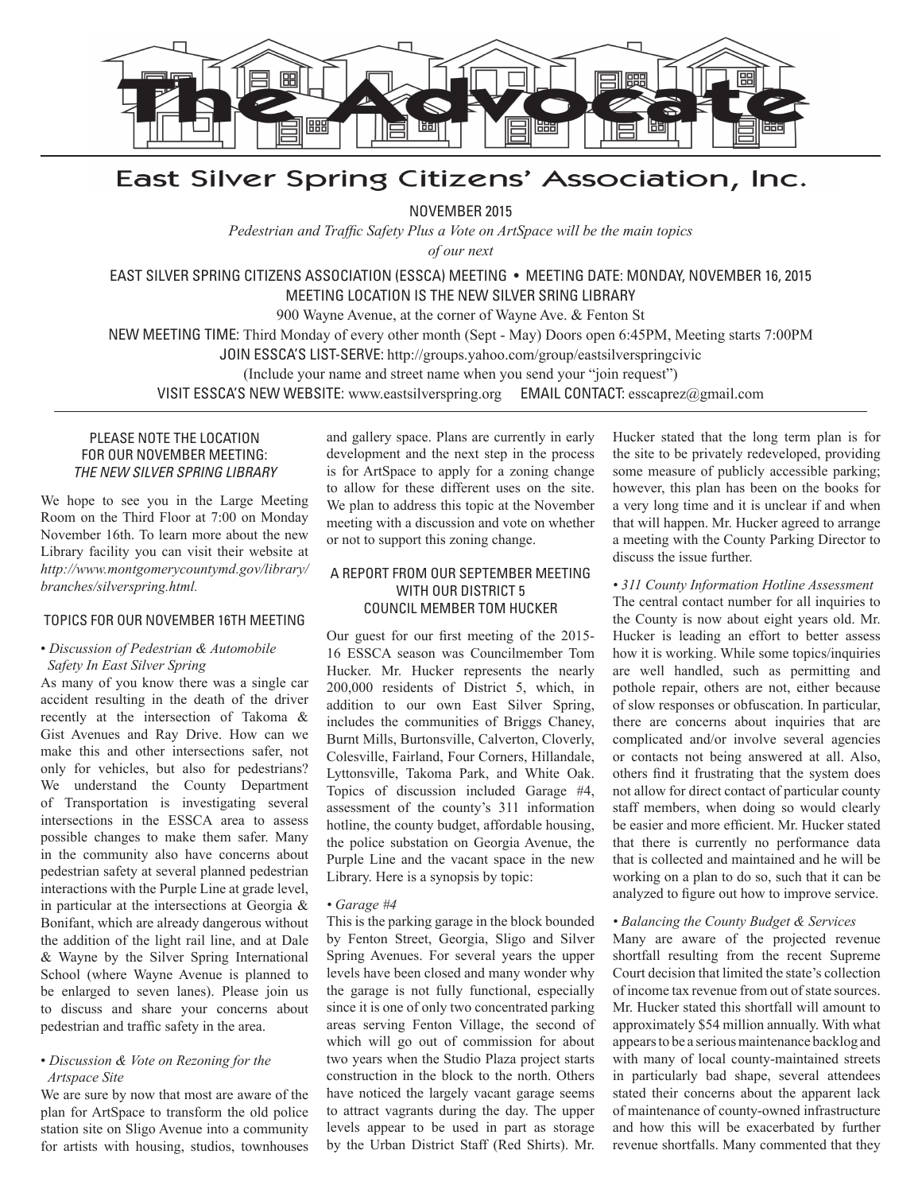# The Advocate

## East Silver Spring Citizens' Association, Inc.

NOVEMBER 2015

*Pedestrian and Traffic Safety Plus a Vote on ArtSpace will be the main topics of our next*

EAST SILVER SPRING CITIZENS ASSOCIATION (ESSCA) MEETING • MEETING DATE: MONDAY, NOVEMBER 16, 2015

MEETING LOCATION IS THE NEW SILVER SRING LIBRARY

900 Wayne Avenue, at the corner of Wayne Ave. & Fenton St

NEW MEETING TIME: Third Monday of every other month (Sept - May) Doors open 6:45PM, Meeting starts 7:00PM

JOIN ESSCA'S LIST-SERVE: http://groups.yahoo.com/group/eastsilverspringcivic

(Include your name and street name when you send your "join request")

VISIT ESSCA'S NEW WEBSITE: www.eastsilverspring.org EMAIL CONTACT: esscaprez@gmail.com

---

### PLEASE NOTE THE LOCATION FOR OUR NOVEMBER MEETING: *THE NEW SILVER SPRING LIBRARY*

We hope to see you in the Large Meeting Room on the Third Floor at 7:00 on Monday November 16th. To learn more about the new Library facility you can visit their website at *http://www.montgomerycountymd.gov/library/branches/silverspring.html.*

### TOPICS FOR OUR NOVEMBER 16TH MEETING

**• *Discussion of Pedestrian & Automobile Safety In East Silver Spring***

As many of you know there was a single car accident resulting in the death of the driver recently at the intersection of Takoma & Gist Avenues and Ray Drive. How can we make this and other intersections safer, not only for vehicles, but also for pedestrians? We understand the County Department of Transportation is investigating several intersections in the ESSCA area to assess possible changes to make them safer. Many in the community also have concerns about pedestrian safety at several planned pedestrian interactions with the Purple Line at grade level, in particular at the intersections at Georgia & Bonifant, which are already dangerous without the addition of the light rail line, and at Dale & Wayne by the Silver Spring International School (where Wayne Avenue is planned to be enlarged to seven lanes). Please join us to discuss and share your concerns about pedestrian and traffic safety in the area.

**• *Discussion & Vote on Rezoning for the Artspace Site***

We are sure by now that most are aware of the plan for ArtSpace to transform the old police station site on Sligo Avenue into a community for artists with housing, studios, townhouses and gallery space. Plans are currently in early development and the next step in the process is for ArtSpace to apply for a zoning change to allow for these different uses on the site. We plan to address this topic at the November meeting with a discussion and vote on whether or not to support this zoning change.

### A REPORT FROM OUR SEPTEMBER MEETING WITH OUR DISTRICT 5 COUNCIL MEMBER TOM HUCKER

Our guest for our first meeting of the 2015-16 ESSCA season was Councilmember Tom Hucker. Mr. Hucker represents the nearly 200,000 residents of District 5, which, in addition to our own East Silver Spring, includes the communities of Briggs Chaney, Burnt Mills, Burtonsville, Calverton, Cloverly, Colesville, Fairland, Four Corners, Hillandale, Lyttonsville, Takoma Park, and White Oak. Topics of discussion included Garage #4, assessment of the county's 311 information hotline, the county budget, affordable housing, the police substation on Georgia Avenue, the Purple Line and the vacant space in the new Library. Here is a synopsis by topic:

**• *Garage #4***

This is the parking garage in the block bounded by Fenton Street, Georgia, Sligo and Silver Spring Avenues. For several years the upper levels have been closed and many wonder why the garage is not fully functional, especially since it is one of only two concentrated parking areas serving Fenton Village, the second of which will go out of commission for about two years when the Studio Plaza project starts construction in the block to the north. Others have noticed the largely vacant garage seems to attract vagrants during the day. The upper levels appear to be used in part as storage by the Urban District Staff (Red Shirts). Mr. Hucker stated that the long term plan is for the site to be privately redeveloped, providing some measure of publicly accessible parking; however, this plan has been on the books for a very long time and it is unclear if and when that will happen. Mr. Hucker agreed to arrange a meeting with the County Parking Director to discuss the issue further.

**• *311 County Information Hotline Assessment***

The central contact number for all inquiries to the County is now about eight years old. Mr. Hucker is leading an effort to better assess how it is working. While some topics/inquiries are well handled, such as permitting and pothole repair, others are not, either because of slow responses or obfuscation. In particular, there are concerns about inquiries that are complicated and/or involve several agencies or contacts not being answered at all. Also, others find it frustrating that the system does not allow for direct contact of particular county staff members, when doing so would clearly be easier and more efficient. Mr. Hucker stated that there is currently no performance data that is collected and maintained and he will be working on a plan to do so, such that it can be analyzed to figure out how to improve service.

**• *Balancing the County Budget & Services***

Many are aware of the projected revenue shortfall resulting from the recent Supreme Court decision that limited the state's collection of income tax revenue from out of state sources. Mr. Hucker stated this shortfall will amount to approximately $54 million annually. With what appears to be a serious maintenance backlog and with many of local county-maintained streets in particularly bad shape, several attendees stated their concerns about the apparent lack of maintenance of county-owned infrastructure and how this will be exacerbated by further revenue shortfalls. Many commented that they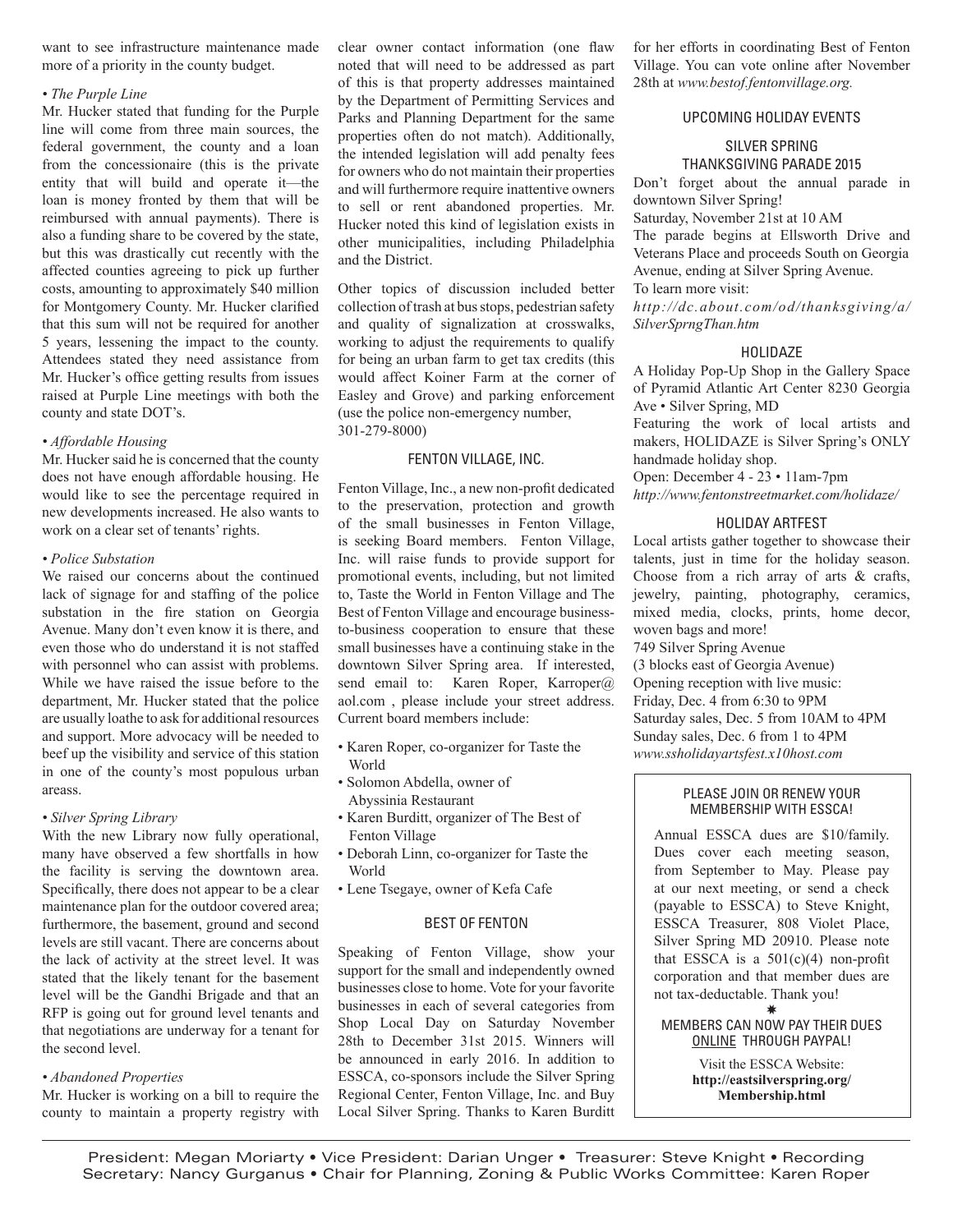want to see infrastructure maintenance made more of a priority in the county budget.

*• The Purple Line*

Mr. Hucker stated that funding for the Purple line will come from three main sources, the federal government, the county and a loan from the concessionaire (this is the private entity that will build and operate it—the loan is money fronted by them that will be reimbursed with annual payments). There is also a funding share to be covered by the state, but this was drastically cut recently with the affected counties agreeing to pick up further costs, amounting to approximately $40 million for Montgomery County. Mr. Hucker clarified that this sum will not be required for another 5 years, lessening the impact to the county. Attendees stated they need assistance from Mr. Hucker's office getting results from issues raised at Purple Line meetings with both the county and state DOT's.

*• Affordable Housing*

Mr. Hucker said he is concerned that the county does not have enough affordable housing. He would like to see the percentage required in new developments increased. He also wants to work on a clear set of tenants' rights.

*• Police Substation*

We raised our concerns about the continued lack of signage for and staffing of the police substation in the fire station on Georgia Avenue. Many don't even know it is there, and even those who do understand it is not staffed with personnel who can assist with problems. While we have raised the issue before to the department, Mr. Hucker stated that the police are usually loathe to ask for additional resources and support. More advocacy will be needed to beef up the visibility and service of this station in one of the county's most populous urban areass.

*• Silver Spring Library*

With the new Library now fully operational, many have observed a few shortfalls in how the facility is serving the downtown area. Specifically, there does not appear to be a clear maintenance plan for the outdoor covered area; furthermore, the basement, ground and second levels are still vacant. There are concerns about the lack of activity at the street level. It was stated that the likely tenant for the basement level will be the Gandhi Brigade and that an RFP is going out for ground level tenants and that negotiations are underway for a tenant for the second level.

*• Abandoned Properties*

Mr. Hucker is working on a bill to require the county to maintain a property registry with clear owner contact information (one flaw noted that will need to be addressed as part of this is that property addresses maintained by the Department of Permitting Services and Parks and Planning Department for the same properties often do not match). Additionally, the intended legislation will add penalty fees for owners who do not maintain their properties and will furthermore require inattentive owners to sell or rent abandoned properties. Mr. Hucker noted this kind of legislation exists in other municipalities, including Philadelphia and the District.

Other topics of discussion included better collection of trash at bus stops, pedestrian safety and quality of signalization at crosswalks, working to adjust the requirements to qualify for being an urban farm to get tax credits (this would affect Koiner Farm at the corner of Easley and Grove) and parking enforcement (use the police non-emergency number, 301-279-8000)

## FENTON VILLAGE, INC.

Fenton Village, Inc., a new non-profit dedicated to the preservation, protection and growth of the small businesses in Fenton Village, is seeking Board members. Fenton Village, Inc. will raise funds to provide support for promotional events, including, but not limited to, Taste the World in Fenton Village and The Best of Fenton Village and encourage business-to-business cooperation to ensure that these small businesses have a continuing stake in the downtown Silver Spring area. If interested, send email to: Karen Roper, Karroper@aol.com , please include your street address. Current board members include:

- Karen Roper, co-organizer for Taste the World
- Solomon Abdella, owner of Abyssinia Restaurant
- Karen Burditt, organizer of The Best of Fenton Village
- Deborah Linn, co-organizer for Taste the World
- Lene Tsegaye, owner of Kefa Cafe

## BEST OF FENTON

Speaking of Fenton Village, show your support for the small and independently owned businesses close to home. Vote for your favorite businesses in each of several categories from Shop Local Day on Saturday November 28th to December 31st 2015. Winners will be announced in early 2016. In addition to ESSCA, co-sponsors include the Silver Spring Regional Center, Fenton Village, Inc. and Buy Local Silver Spring. Thanks to Karen Burditt for her efforts in coordinating Best of Fenton Village. You can vote online after November 28th at *www.bestof.fentonvillage.org.*

## UPCOMING HOLIDAY EVENTS

### SILVER SPRING THANKSGIVING PARADE 2015

Don't forget about the annual parade in downtown Silver Spring!

Saturday, November 21st at 10 AM

The parade begins at Ellsworth Drive and Veterans Place and proceeds South on Georgia Avenue, ending at Silver Spring Avenue.

To learn more visit:

*http://dc.about.com/od/thanksgiving/a/SilverSprngThan.htm*

### HOLIDAZE

A Holiday Pop-Up Shop in the Gallery Space of Pyramid Atlantic Art Center 8230 Georgia Ave • Silver Spring, MD

Featuring the work of local artists and makers, HOLIDAZE is Silver Spring's ONLY handmade holiday shop.

Open: December 4 - 23 • 11am-7pm

*http://www.fentonstreetmarket.com/holidaze/*

### HOLIDAY ARTFEST

Local artists gather together to showcase their talents, just in time for the holiday season. Choose from a rich array of arts & crafts, jewelry, painting, photography, ceramics, mixed media, clocks, prints, home decor, woven bags and more!

749 Silver Spring Avenue

(3 blocks east of Georgia Avenue)

Opening reception with live music:

Friday, Dec. 4 from 6:30 to 9PM

Saturday sales, Dec. 5 from 10AM to 4PM

Sunday sales, Dec. 6 from 1 to 4PM

*www.ssholidayartsfest.x10host.com*

### PLEASE JOIN OR RENEW YOUR MEMBERSHIP WITH ESSCA!

Annual ESSCA dues are $10/family. Dues cover each meeting season, from September to May. Please pay at our next meeting, or send a check (payable to ESSCA) to Steve Knight, ESSCA Treasurer, 808 Violet Place, Silver Spring MD 20910. Please note that ESSCA is a 501(c)(4) non-profit corporation and that member dues are not tax-deductable. Thank you!

MEMBERS CAN NOW PAY THEIR DUES ONLINE THROUGH PAYPAL!

Visit the ESSCA Website:
**http://eastsilverspring.org/Membership.html**

---

President: Megan Moriarty • Vice President: Darian Unger • Treasurer: Steve Knight • Recording Secretary: Nancy Gurganus • Chair for Planning, Zoning & Public Works Committee: Karen Roper